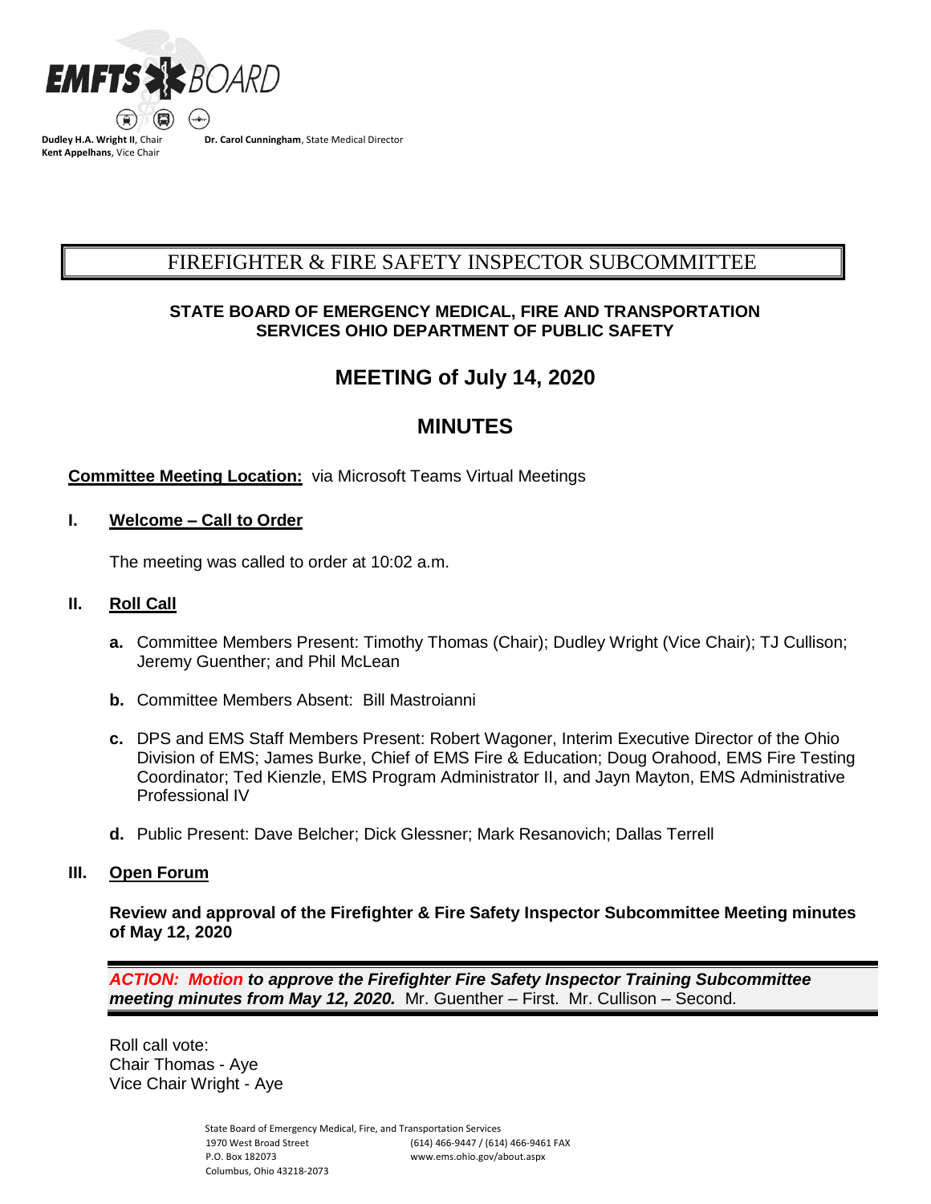**Dudley H.A. Wright II**, Chair
**Kent Appelhans**, Vice Chair

**Dr. Carol Cunningham**, State Medical Director

# FIREFIGHTER & FIRE SAFETY INSPECTOR SUBCOMMITTEE

**STATE BOARD OF EMERGENCY MEDICAL, FIRE AND TRANSPORTATION SERVICES OHIO DEPARTMENT OF PUBLIC SAFETY**

## MEETING of July 14, 2020

## MINUTES

**Committee Meeting Location:** via Microsoft Teams Virtual Meetings

### I. Welcome – Call to Order

The meeting was called to order at 10:02 a.m.

### II. Roll Call

**a.** Committee Members Present: Timothy Thomas (Chair); Dudley Wright (Vice Chair); TJ Cullison; Jeremy Guenther; and Phil McLean

**b.** Committee Members Absent: Bill Mastroianni

**c.** DPS and EMS Staff Members Present: Robert Wagoner, Interim Executive Director of the Ohio Division of EMS; James Burke, Chief of EMS Fire & Education; Doug Orahood, EMS Fire Testing Coordinator; Ted Kienzle, EMS Program Administrator II, and Jayn Mayton, EMS Administrative Professional IV

**d.** Public Present: Dave Belcher; Dick Glessner; Mark Resanovich; Dallas Terrell

### III. Open Forum

**Review and approval of the Firefighter & Fire Safety Inspector Subcommittee Meeting minutes of May 12, 2020**

***ACTION: Motion to approve the Firefighter Fire Safety Inspector Training Subcommittee meeting minutes from May 12, 2020.*** Mr. Guenther – First. Mr. Cullison – Second.

Roll call vote:
Chair Thomas - Aye
Vice Chair Wright - Aye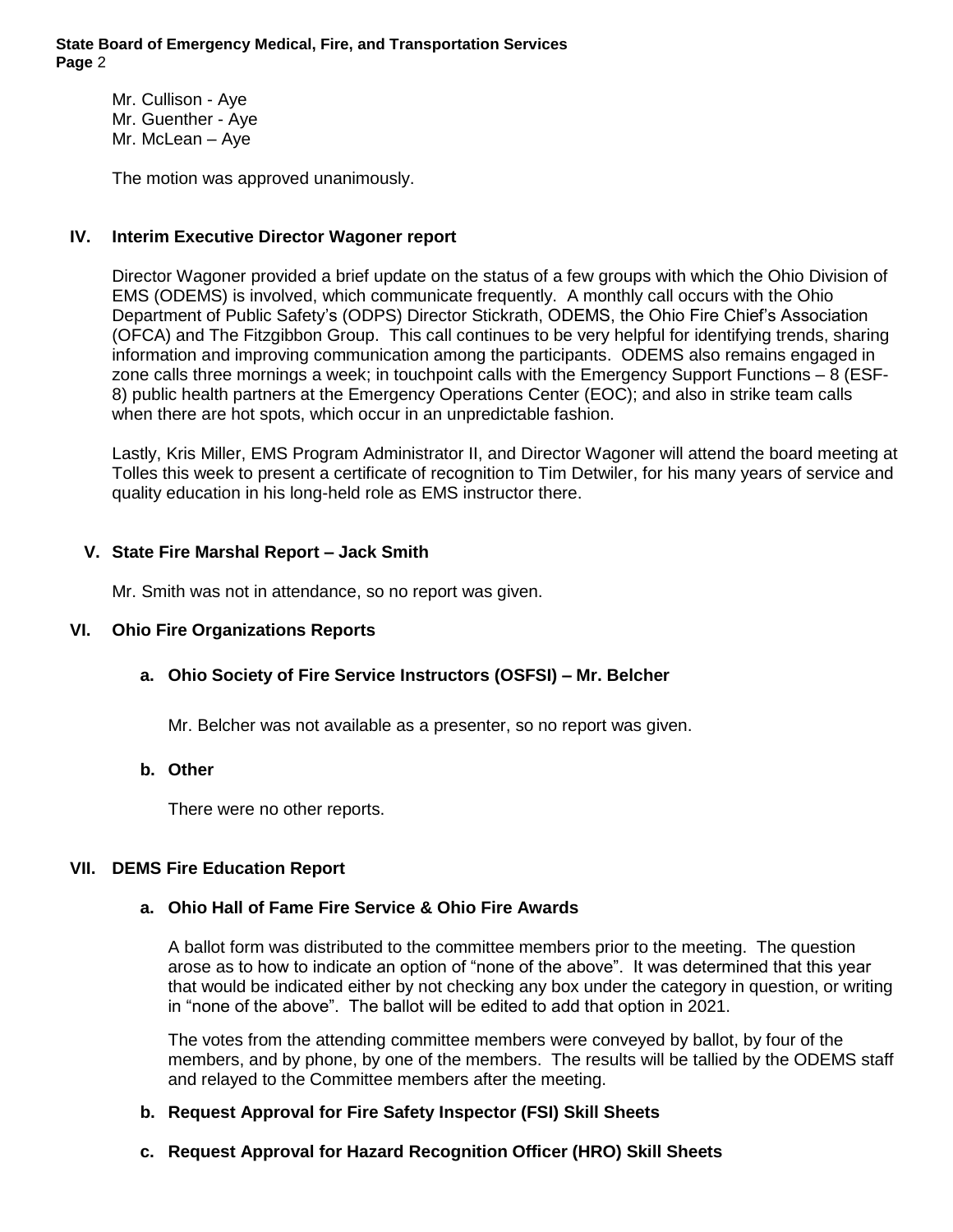Mr. Cullison - Aye
Mr. Guenther - Aye
Mr. McLean – Aye

The motion was approved unanimously.

## IV. Interim Executive Director Wagoner report

Director Wagoner provided a brief update on the status of a few groups with which the Ohio Division of EMS (ODEMS) is involved, which communicate frequently. A monthly call occurs with the Ohio Department of Public Safety's (ODPS) Director Stickrath, ODEMS, the Ohio Fire Chief's Association (OFCA) and The Fitzgibbon Group. This call continues to be very helpful for identifying trends, sharing information and improving communication among the participants. ODEMS also remains engaged in zone calls three mornings a week; in touchpoint calls with the Emergency Support Functions – 8 (ESF-8) public health partners at the Emergency Operations Center (EOC); and also in strike team calls when there are hot spots, which occur in an unpredictable fashion.

Lastly, Kris Miller, EMS Program Administrator II, and Director Wagoner will attend the board meeting at Tolles this week to present a certificate of recognition to Tim Detwiler, for his many years of service and quality education in his long-held role as EMS instructor there.

## V. State Fire Marshal Report – Jack Smith

Mr. Smith was not in attendance, so no report was given.

## VI. Ohio Fire Organizations Reports

### a. Ohio Society of Fire Service Instructors (OSFSI) – Mr. Belcher

Mr. Belcher was not available as a presenter, so no report was given.

### b. Other

There were no other reports.

## VII. DEMS Fire Education Report

### a. Ohio Hall of Fame Fire Service & Ohio Fire Awards

A ballot form was distributed to the committee members prior to the meeting. The question arose as to how to indicate an option of "none of the above". It was determined that this year that would be indicated either by not checking any box under the category in question, or writing in "none of the above". The ballot will be edited to add that option in 2021.

The votes from the attending committee members were conveyed by ballot, by four of the members, and by phone, by one of the members. The results will be tallied by the ODEMS staff and relayed to the Committee members after the meeting.

### b. Request Approval for Fire Safety Inspector (FSI) Skill Sheets

### c. Request Approval for Hazard Recognition Officer (HRO) Skill Sheets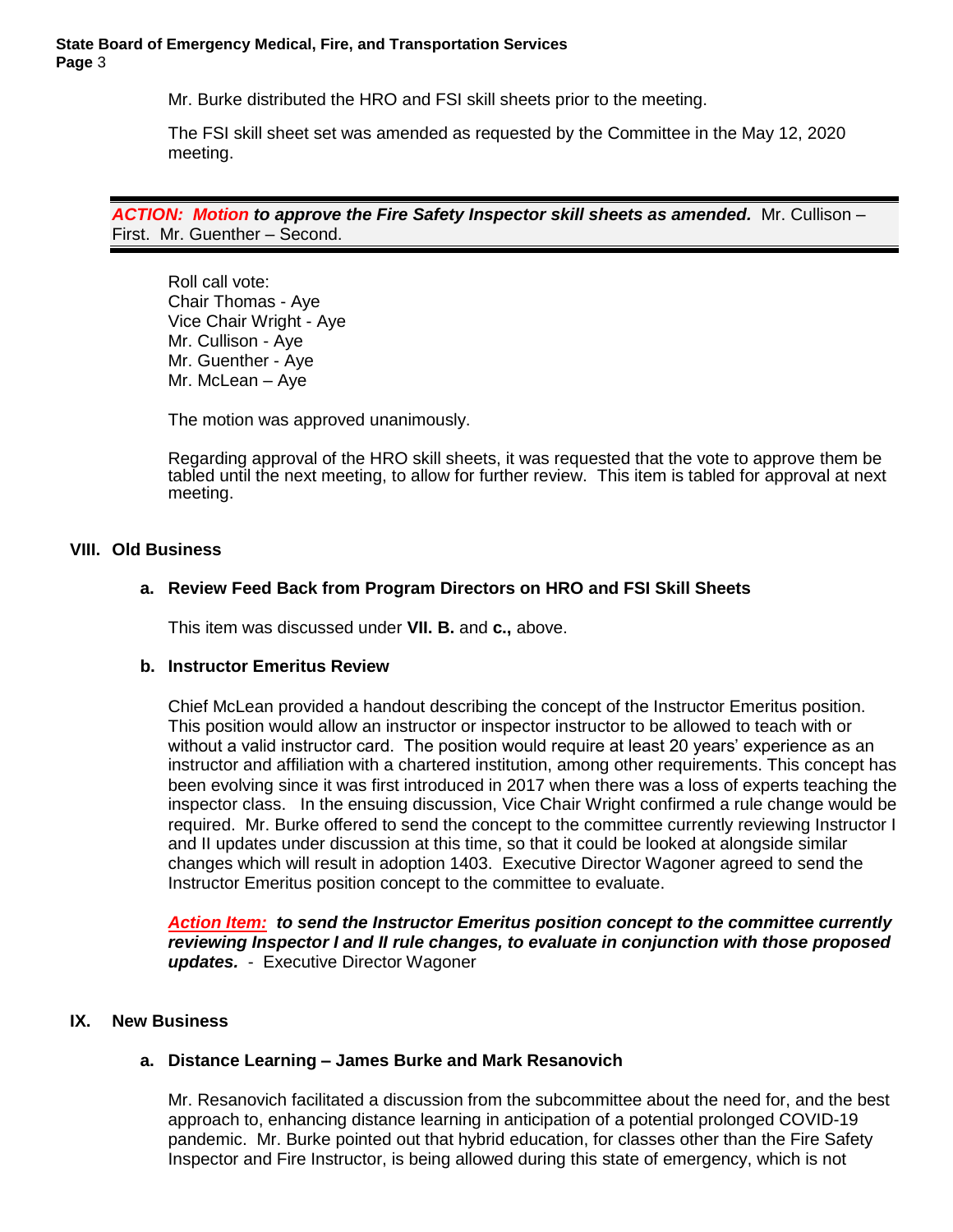Mr. Burke distributed the HRO and FSI skill sheets prior to the meeting.

The FSI skill sheet set was amended as requested by the Committee in the May 12, 2020 meeting.

***ACTION: Motion to approve the Fire Safety Inspector skill sheets as amended.*** Mr. Cullison – First. Mr. Guenther – Second.

Roll call vote:
Chair Thomas - Aye
Vice Chair Wright - Aye
Mr. Cullison - Aye
Mr. Guenther - Aye
Mr. McLean – Aye

The motion was approved unanimously.

Regarding approval of the HRO skill sheets, it was requested that the vote to approve them be tabled until the next meeting, to allow for further review. This item is tabled for approval at next meeting.

## VIII. Old Business

### a. Review Feed Back from Program Directors on HRO and FSI Skill Sheets

This item was discussed under **VII. B.** and **c.,** above.

### b. Instructor Emeritus Review

Chief McLean provided a handout describing the concept of the Instructor Emeritus position. This position would allow an instructor or inspector instructor to be allowed to teach with or without a valid instructor card. The position would require at least 20 years' experience as an instructor and affiliation with a chartered institution, among other requirements. This concept has been evolving since it was first introduced in 2017 when there was a loss of experts teaching the inspector class. In the ensuing discussion, Vice Chair Wright confirmed a rule change would be required. Mr. Burke offered to send the concept to the committee currently reviewing Instructor I and II updates under discussion at this time, so that it could be looked at alongside similar changes which will result in adoption 1403. Executive Director Wagoner agreed to send the Instructor Emeritus position concept to the committee to evaluate.

***Action Item:* *to send the Instructor Emeritus position concept to the committee currently reviewing Inspector I and II rule changes, to evaluate in conjunction with those proposed updates.*** - Executive Director Wagoner

## IX. New Business

### a. Distance Learning – James Burke and Mark Resanovich

Mr. Resanovich facilitated a discussion from the subcommittee about the need for, and the best approach to, enhancing distance learning in anticipation of a potential prolonged COVID-19 pandemic. Mr. Burke pointed out that hybrid education, for classes other than the Fire Safety Inspector and Fire Instructor, is being allowed during this state of emergency, which is not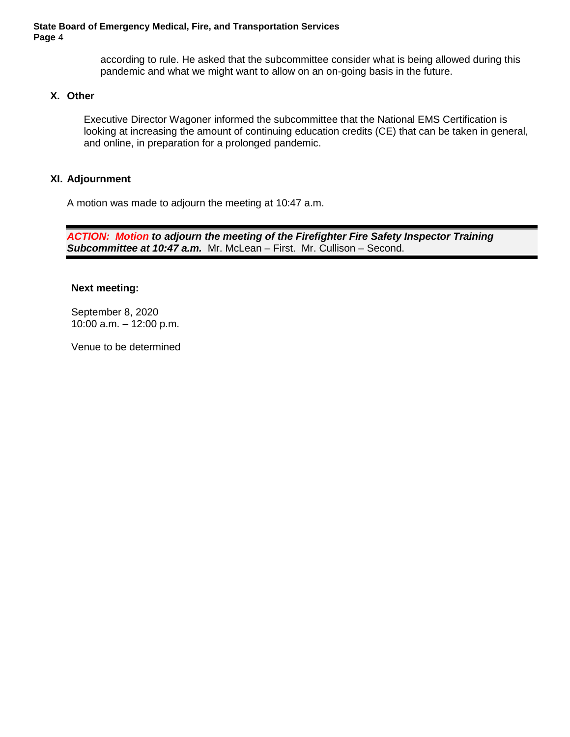according to rule. He asked that the subcommittee consider what is being allowed during this pandemic and what we might want to allow on an on-going basis in the future.

## X. Other

Executive Director Wagoner informed the subcommittee that the National EMS Certification is looking at increasing the amount of continuing education credits (CE) that can be taken in general, and online, in preparation for a prolonged pandemic.

## XI. Adjournment

A motion was made to adjourn the meeting at 10:47 a.m.

***ACTION: Motion to adjourn the meeting of the Firefighter Fire Safety Inspector Training Subcommittee at 10:47 a.m.*** Mr. McLean – First. Mr. Cullison – Second.

**Next meeting:**

September 8, 2020
10:00 a.m. – 12:00 p.m.

Venue to be determined